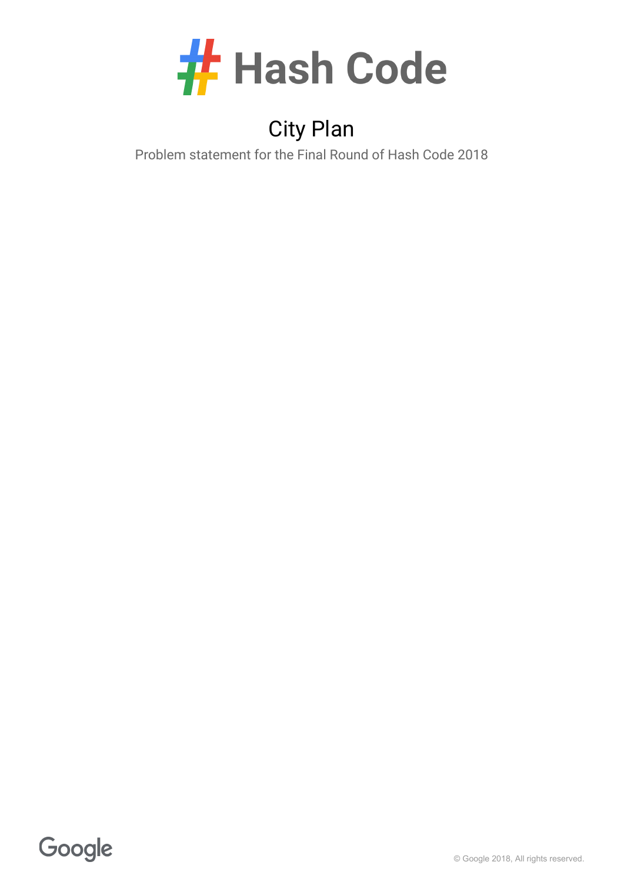# Hash Code

## City Plan

Problem statement for the Final Round of Hash Code 2018

© Google 2018, All rights reserved.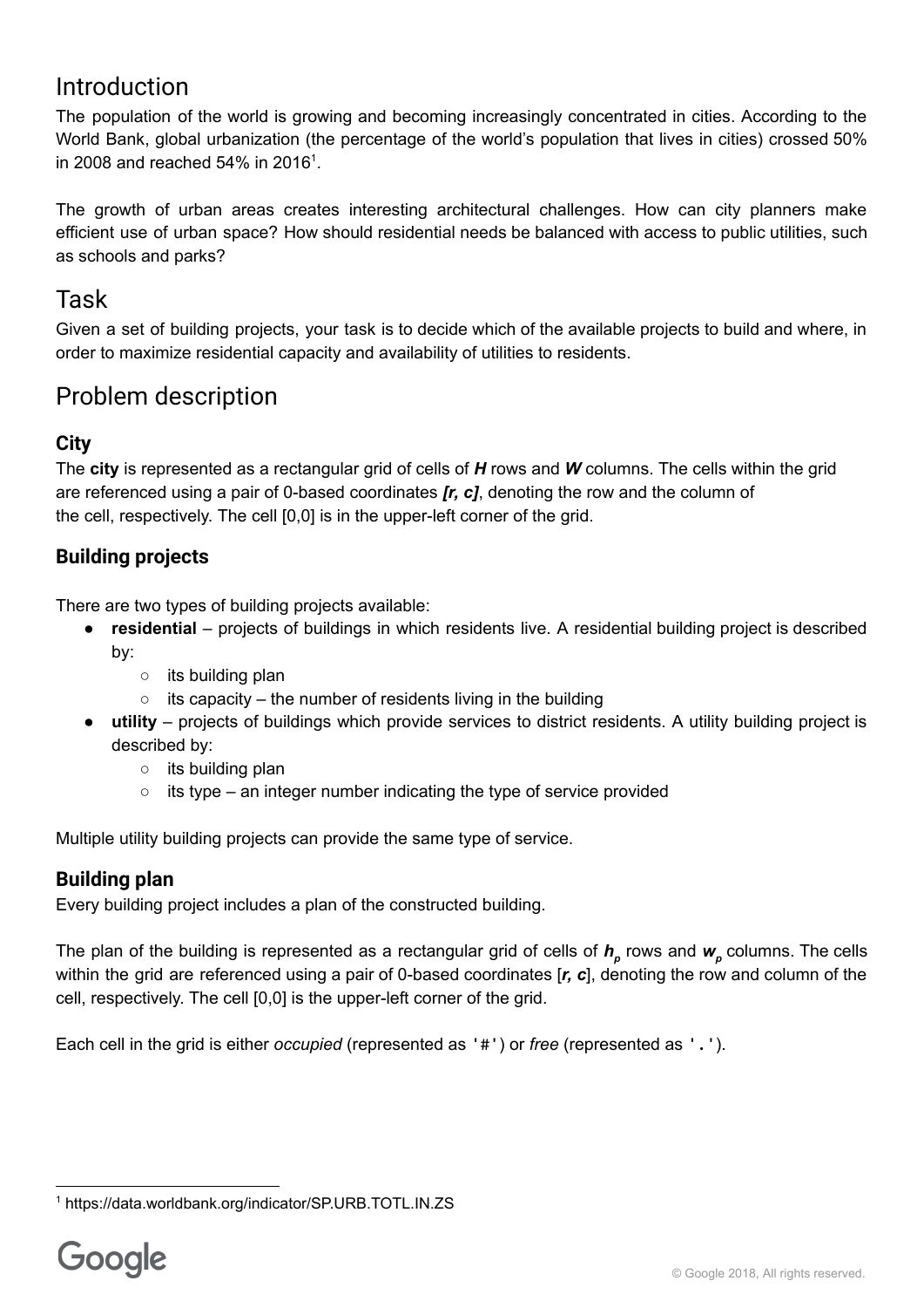## Introduction

The population of the world is growing and becoming increasingly concentrated in cities. According to the World Bank, global urbanization (the percentage of the world's population that lives in cities) crossed 50% in 2008 and reached 54% in 2016[1].

The growth of urban areas creates interesting architectural challenges. How can city planners make efficient use of urban space? How should residential needs be balanced with access to public utilities, such as schools and parks?

## Task

Given a set of building projects, your task is to decide which of the available projects to build and where, in order to maximize residential capacity and availability of utilities to residents.

## Problem description

### City

The **city** is represented as a rectangular grid of cells of ***H*** rows and ***W*** columns. The cells within the grid are referenced using a pair of 0-based coordinates ***[r, c]***, denoting the row and the column of the cell, respectively. The cell [0,0] is in the upper-left corner of the grid.

### Building projects

There are two types of building projects available:

- **residential** – projects of buildings in which residents live. A residential building project is described by:
  - its building plan
  - its capacity – the number of residents living in the building
- **utility** – projects of buildings which provide services to district residents. A utility building project is described by:
  - its building plan
  - its type – an integer number indicating the type of service provided

Multiple utility building projects can provide the same type of service.

### Building plan

Every building project includes a plan of the constructed building.

The plan of the building is represented as a rectangular grid of cells of $h_p$ rows and $w_p$ columns. The cells within the grid are referenced using a pair of 0-based coordinates [***r, c***], denoting the row and column of the cell, respectively. The cell [0,0] is the upper-left corner of the grid.

Each cell in the grid is either *occupied* (represented as `'#'`) or *free* (represented as `'.'`).

[1] https://data.worldbank.org/indicator/SP.URB.TOTL.IN.ZS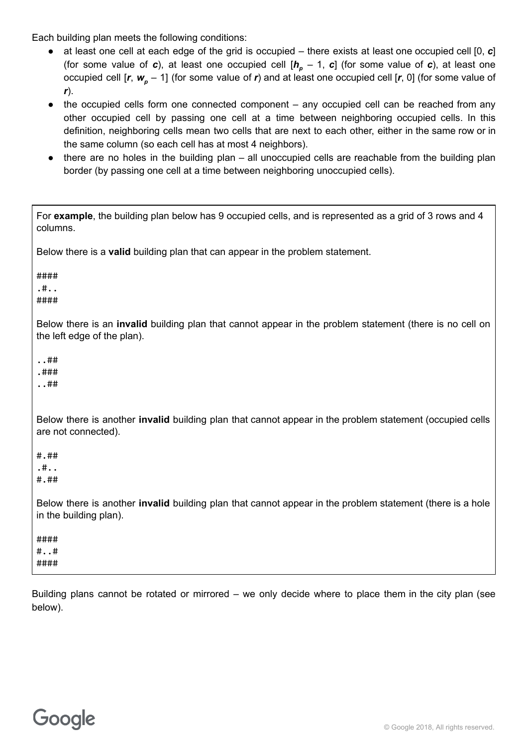Each building plan meets the following conditions:

- at least one cell at each edge of the grid is occupied – there exists at least one occupied cell [0, $c$] (for some value of $c$), at least one occupied cell [$h_p$ – 1, $c$] (for some value of $c$), at least one occupied cell [$r$, $w_p$ – 1] (for some value of $r$) and at least one occupied cell [$r$, 0] (for some value of $r$).
- the occupied cells form one connected component – any occupied cell can be reached from any other occupied cell by passing one cell at a time between neighboring occupied cells. In this definition, neighboring cells mean two cells that are next to each other, either in the same row or in the same column (so each cell has at most 4 neighbors).
- there are no holes in the building plan – all unoccupied cells are reachable from the building plan border (by passing one cell at a time between neighboring unoccupied cells).

For **example**, the building plan below has 9 occupied cells, and is represented as a grid of 3 rows and 4 columns.

Below there is a **valid** building plan that can appear in the problem statement.

```
####
.#..
####
```

Below there is an **invalid** building plan that cannot appear in the problem statement (there is no cell on the left edge of the plan).

```
..##
.###
..##
```

Below there is another **invalid** building plan that cannot appear in the problem statement (occupied cells are not connected).

```
#.##
.#..
#.##
```

Below there is another **invalid** building plan that cannot appear in the problem statement (there is a hole in the building plan).

```
####
#..#
####
```

Building plans cannot be rotated or mirrored – we only decide where to place them in the city plan (see below).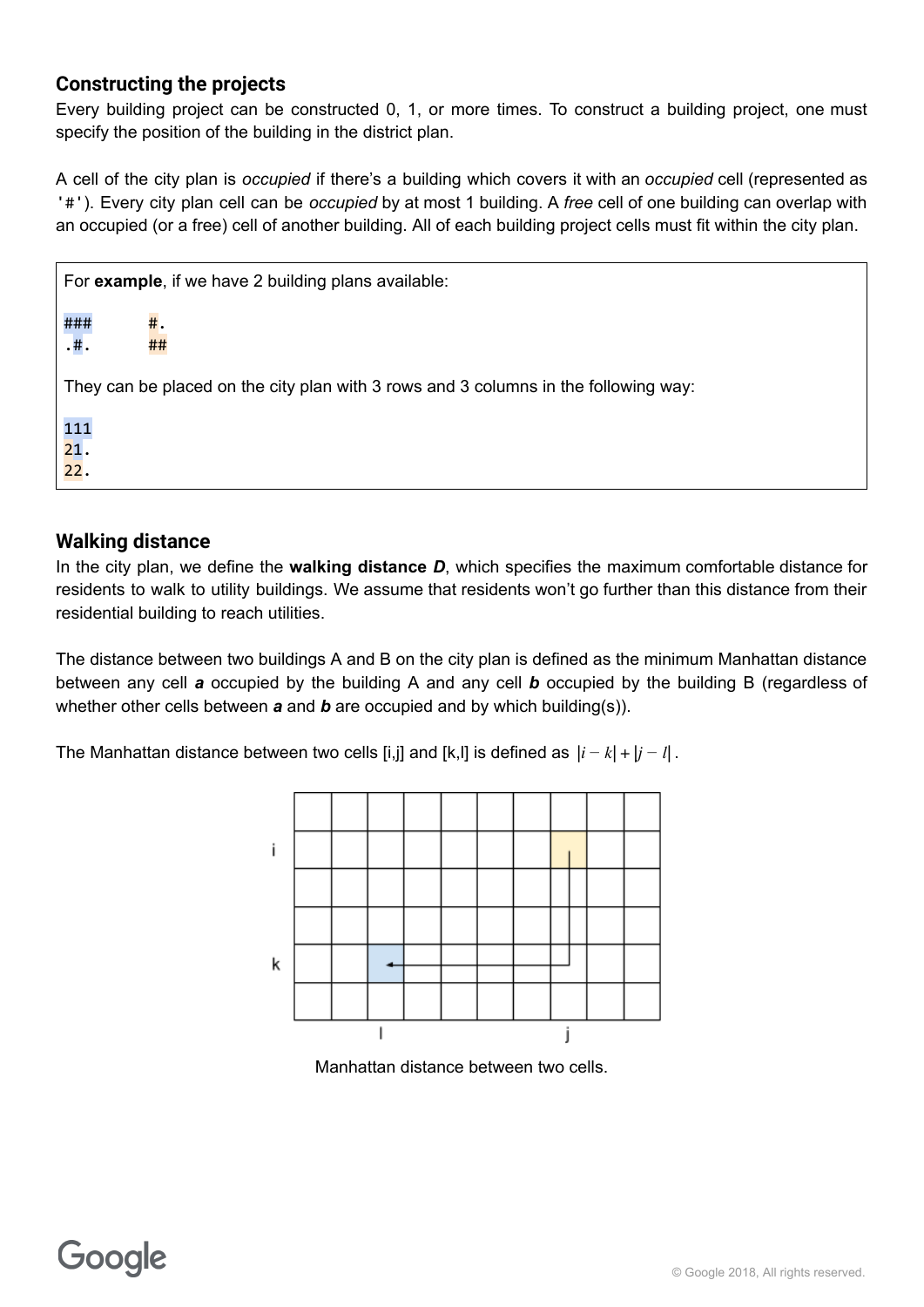## Constructing the projects

Every building project can be constructed 0, 1, or more times. To construct a building project, one must specify the position of the building in the district plan.

A cell of the city plan is *occupied* if there's a building which covers it with an *occupied* cell (represented as `'#'`). Every city plan cell can be *occupied* by at most 1 building. A *free* cell of one building can overlap with an occupied (or a free) cell of another building. All of each building project cells must fit within the city plan.

For **example**, if we have 2 building plans available:

```
###     #.
.#.     ##
```

They can be placed on the city plan with 3 rows and 3 columns in the following way:

```
111
21.
22.
```

## Walking distance

In the city plan, we define the **walking distance *D***, which specifies the maximum comfortable distance for residents to walk to utility buildings. We assume that residents won't go further than this distance from their residential building to reach utilities.

The distance between two buildings A and B on the city plan is defined as the minimum Manhattan distance between any cell ***a*** occupied by the building A and any cell ***b*** occupied by the building B (regardless of whether other cells between ***a*** and ***b*** are occupied and by which building(s)).

The Manhattan distance between two cells [i,j] and [k,l] is defined as $|i - k| + |j - l|$.

Manhattan distance between two cells.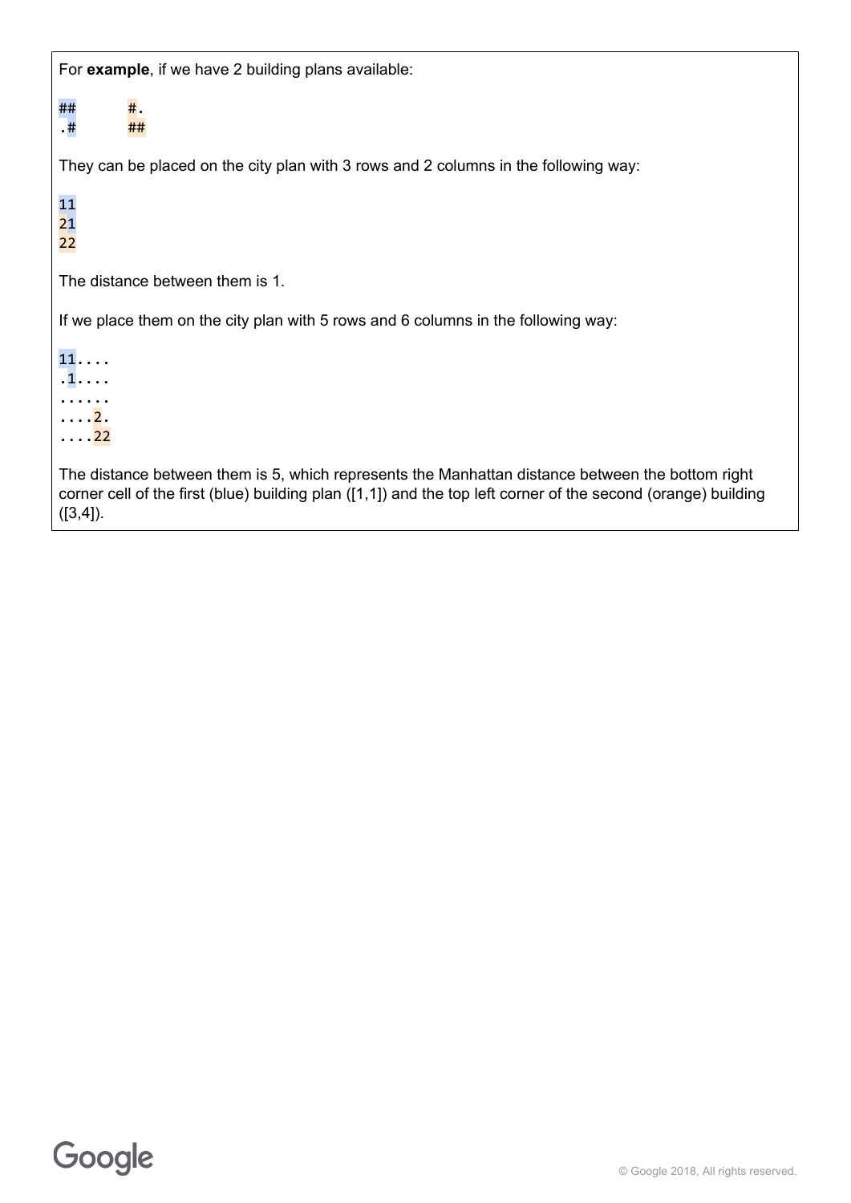For **example**, if we have 2 building plans available:

```
##        #.
.#        ##
```

They can be placed on the city plan with 3 rows and 2 columns in the following way:

```
11
21
22
```

The distance between them is 1.

If we place them on the city plan with 5 rows and 6 columns in the following way:

```
11....
.1....
......
....2.
....22
```

The distance between them is 5, which represents the Manhattan distance between the bottom right corner cell of the first (blue) building plan ([1,1]) and the top left corner of the second (orange) building ([3,4]).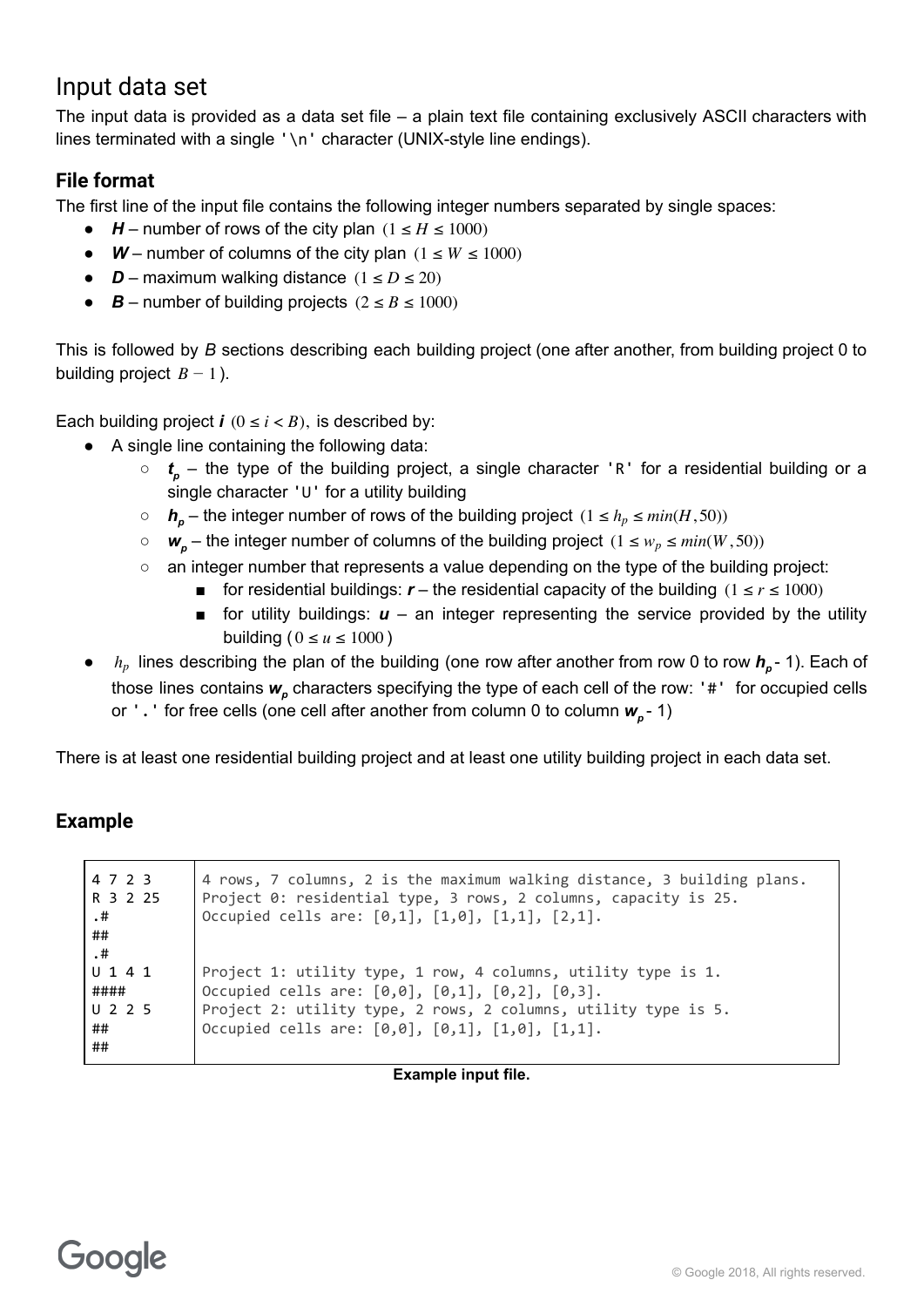# Input data set

The input data is provided as a data set file – a plain text file containing exclusively ASCII characters with lines terminated with a single `'\n'` character (UNIX-style line endings).

## File format

The first line of the input file contains the following integer numbers separated by single spaces:

- ***H*** – number of rows of the city plan $(1 \leq H \leq 1000)$
- ***W*** – number of columns of the city plan $(1 \leq W \leq 1000)$
- ***D*** – maximum walking distance $(1 \leq D \leq 20)$
- ***B*** – number of building projects $(2 \leq B \leq 1000)$

This is followed by *B* sections describing each building project (one after another, from building project 0 to building project $B - 1$).

Each building project ***i*** $(0 \leq i < B)$, is described by:

- A single line containing the following data:
  - $t_p$ – the type of the building project, a single character `'R'` for a residential building or a single character `'U'` for a utility building
  - $h_p$ – the integer number of rows of the building project $(1 \leq h_p \leq min(H, 50))$
  - $w_p$ – the integer number of columns of the building project $(1 \leq w_p \leq min(W, 50))$
  - an integer number that represents a value depending on the type of the building project:
    - for residential buildings: ***r*** – the residential capacity of the building $(1 \leq r \leq 1000)$
    - for utility buildings: ***u*** – an integer representing the service provided by the utility building ($0 \leq u \leq 1000$)
- $h_p$ lines describing the plan of the building (one row after another from row 0 to row $h_p$ - 1). Each of those lines contains $w_p$ characters specifying the type of each cell of the row: `'#'` for occupied cells or `'.'` for free cells (one cell after another from column 0 to column $w_p$ - 1)

There is at least one residential building project and at least one utility building project in each data set.

## Example

| | |
|---|---|
| 4 7 2 3 | 4 rows, 7 columns, 2 is the maximum walking distance, 3 building plans. |
| R 3 2 25<br>.#<br>##<br>.# | Project 0: residential type, 3 rows, 2 columns, capacity is 25.<br>Occupied cells are: [0,1], [1,0], [1,1], [2,1]. |
| U 1 4 1<br>#### | Project 1: utility type, 1 row, 4 columns, utility type is 1.<br>Occupied cells are: [0,0], [0,1], [0,2], [0,3]. |
| U 2 2 5<br>##<br>## | Project 2: utility type, 2 rows, 2 columns, utility type is 5.<br>Occupied cells are: [0,0], [0,1], [1,0], [1,1]. |

**Example input file.**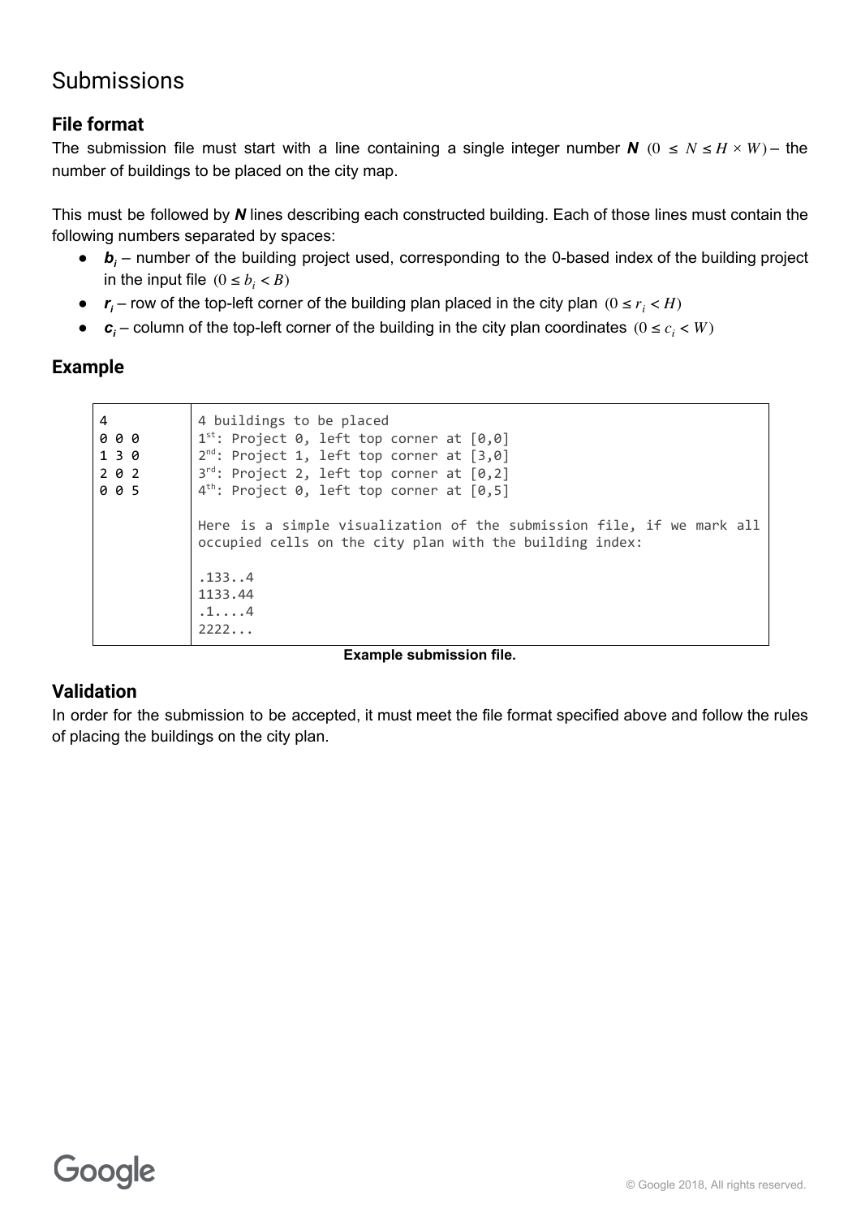## Submissions

### File format

The submission file must start with a line containing a single integer number ***N*** $(0 \le N \le H \times W)$ – the number of buildings to be placed on the city map.

This must be followed by ***N*** lines describing each constructed building. Each of those lines must contain the following numbers separated by spaces:

- $b_i$ – number of the building project used, corresponding to the 0-based index of the building project in the input file $(0 \le b_i < B)$
- $r_i$ – row of the top-left corner of the building plan placed in the city plan $(0 \le r_i < H)$
- $c_i$ – column of the top-left corner of the building in the city plan coordinates $(0 \le c_i < W)$

### Example

| | |
|---|---|
| 4<br>0 0 0<br>1 3 0<br>2 0 2<br>0 0 5 | 4 buildings to be placed<br>1st: Project 0, left top corner at [0,0]<br>2nd: Project 1, left top corner at [3,0]<br>3rd: Project 2, left top corner at [0,2]<br>4th: Project 0, left top corner at [0,5]<br><br>Here is a simple visualization of the submission file, if we mark all occupied cells on the city plan with the building index:<br><br>.133..4<br>1133.44<br>.1....4<br>2222... |

**Example submission file.**

### Validation

In order for the submission to be accepted, it must meet the file format specified above and follow the rules of placing the buildings on the city plan.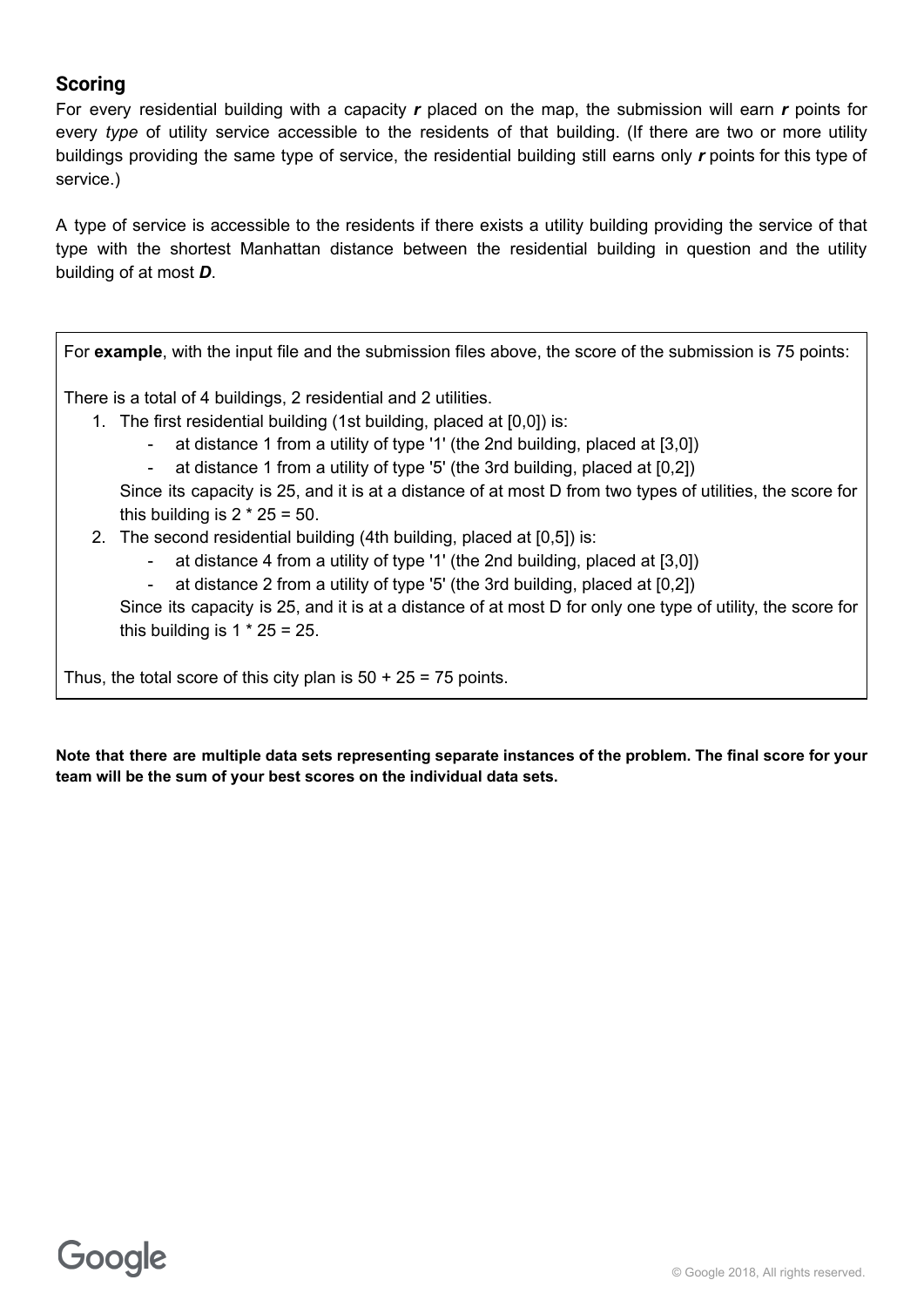## Scoring

For every residential building with a capacity ***r*** placed on the map, the submission will earn ***r*** points for every *type* of utility service accessible to the residents of that building. (If there are two or more utility buildings providing the same type of service, the residential building still earns only ***r*** points for this type of service.)

A type of service is accessible to the residents if there exists a utility building providing the service of that type with the shortest Manhattan distance between the residential building in question and the utility building of at most ***D***.

For **example**, with the input file and the submission files above, the score of the submission is 75 points:

There is a total of 4 buildings, 2 residential and 2 utilities.

1. The first residential building (1st building, placed at [0,0]) is:
   - at distance 1 from a utility of type '1' (the 2nd building, placed at [3,0])
   - at distance 1 from a utility of type '5' (the 3rd building, placed at [0,2])

   Since its capacity is 25, and it is at a distance of at most D from two types of utilities, the score for this building is 2 * 25 = 50.
2. The second residential building (4th building, placed at [0,5]) is:
   - at distance 4 from a utility of type '1' (the 2nd building, placed at [3,0])
   - at distance 2 from a utility of type '5' (the 3rd building, placed at [0,2])

   Since its capacity is 25, and it is at a distance of at most D for only one type of utility, the score for this building is 1 * 25 = 25.

Thus, the total score of this city plan is 50 + 25 = 75 points.

**Note that there are multiple data sets representing separate instances of the problem. The final score for your team will be the sum of your best scores on the individual data sets.**